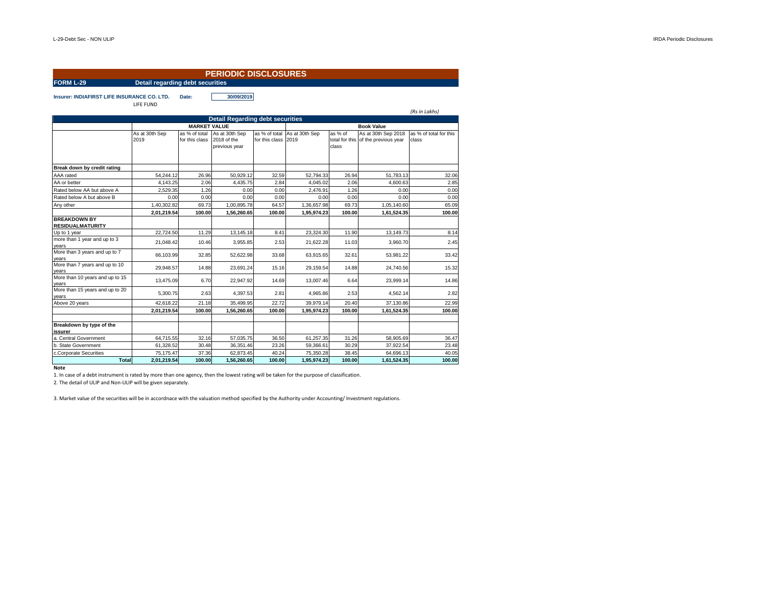# PERIODIC DISCLOSURES

**FORM L-29** **Detail regarding debt securities**

**Insurer: INDIAFIRST LIFE INSURANCE CO. LTD.** **Date:** **30/09/2019**

LIFE FUND

*(Rs in Lakhs)*

| Detail Regarding debt securities | | | | | | | | |
|---|---|---|---|---|---|---|---|---|
| | MARKET VALUE | | | | Book Value | | | |
| | As at 30th Sep 2019 | as % of total for this class | As at 30th Sep 2018 of the previous year | as % of total for this class | As at 30th Sep 2019 | as % of total for this class | As at 30th Sep 2018 of the previous year | as % of total for this class |
| **Break down by credit rating** | | | | | | | | |
| AAA rated | 54,244.12 | 26.96 | 50,929.12 | 32.59 | 52,794.33 | 26.94 | 51,783.13 | 32.06 |
| AA or better | 4,143.25 | 2.06 | 4,435.75 | 2.84 | 4,045.02 | 2.06 | 4,600.63 | 2.85 |
| Rated below AA but above A | 2,529.35 | 1.26 | 0.00 | 0.00 | 2,476.91 | 1.26 | 0.00 | 0.00 |
| Rated below A but above B | 0.00 | 0.00 | 0.00 | 0.00 | 0.00 | 0.00 | 0.00 | 0.00 |
| Any other | 1,40,302.82 | 69.73 | 1,00,895.78 | 64.57 | 1,36,657.98 | 69.73 | 1,05,140.60 | 65.09 |
| | **2,01,219.54** | **100.00** | **1,56,260.65** | **100.00** | **1,95,974.23** | **100.00** | **1,61,524.35** | **100.00** |
| **BREAKDOWN BY RESIDUALMATURITY** | | | | | | | | |
| Up to 1 year | 22,724.50 | 11.29 | 13,145.18 | 8.41 | 23,324.30 | 11.90 | 13,149.73 | 8.14 |
| more than 1 year and up to 3 years | 21,048.42 | 10.46 | 3,955.85 | 2.53 | 21,622.28 | 11.03 | 3,960.70 | 2.45 |
| More than 3 years and up to 7 years | 66,103.99 | 32.85 | 52,622.98 | 33.68 | 63,915.65 | 32.61 | 53,981.22 | 33.42 |
| More than 7 years and up to 10 years | 29,948.57 | 14.88 | 23,691.24 | 15.16 | 29,159.54 | 14.88 | 24,740.56 | 15.32 |
| More than 10 years and up to 15 years | 13,475.09 | 6.70 | 22,947.92 | 14.69 | 13,007.46 | 6.64 | 23,999.14 | 14.86 |
| More than 15 years and up to 20 years | 5,300.75 | 2.63 | 4,397.53 | 2.81 | 4,965.86 | 2.53 | 4,562.14 | 2.82 |
| Above 20 years | 42,618.22 | 21.18 | 35,499.95 | 22.72 | 39,979.14 | 20.40 | 37,130.86 | 22.99 |
| | **2,01,219.54** | **100.00** | **1,56,260.65** | **100.00** | **1,95,974.23** | **100.00** | **1,61,524.35** | **100.00** |
| | | | | | | | | |
| **Breakdown by type of the issurer** | | | | | | | | |
| a. Central Government | 64,715.55 | 32.16 | 57,035.75 | 36.50 | 61,257.35 | 31.26 | 58,905.69 | 36.47 |
| b. State Government | 61,328.52 | 30.48 | 36,351.46 | 23.26 | 59,366.61 | 30.29 | 37,922.54 | 23.48 |
| c.Corporate Securities | 75,175.47 | 37.36 | 62,873.45 | 40.24 | 75,350.28 | 38.45 | 64,696.13 | 40.05 |
| **Total** | **2,01,219.54** | **100.00** | **1,56,260.65** | **100.00** | **1,95,974.23** | **100.00** | **1,61,524.35** | **100.00** |

**Note**

1. In case of a debt instrument is rated by more than one agency, then the lowest rating will be taken for the purpose of classification.

2. The detail of ULIP and Non-ULIP will be given separately.

3. Market value of the securities will be in accordnace with the valuation method specified by the Authority under Accounting/ Investment regulations.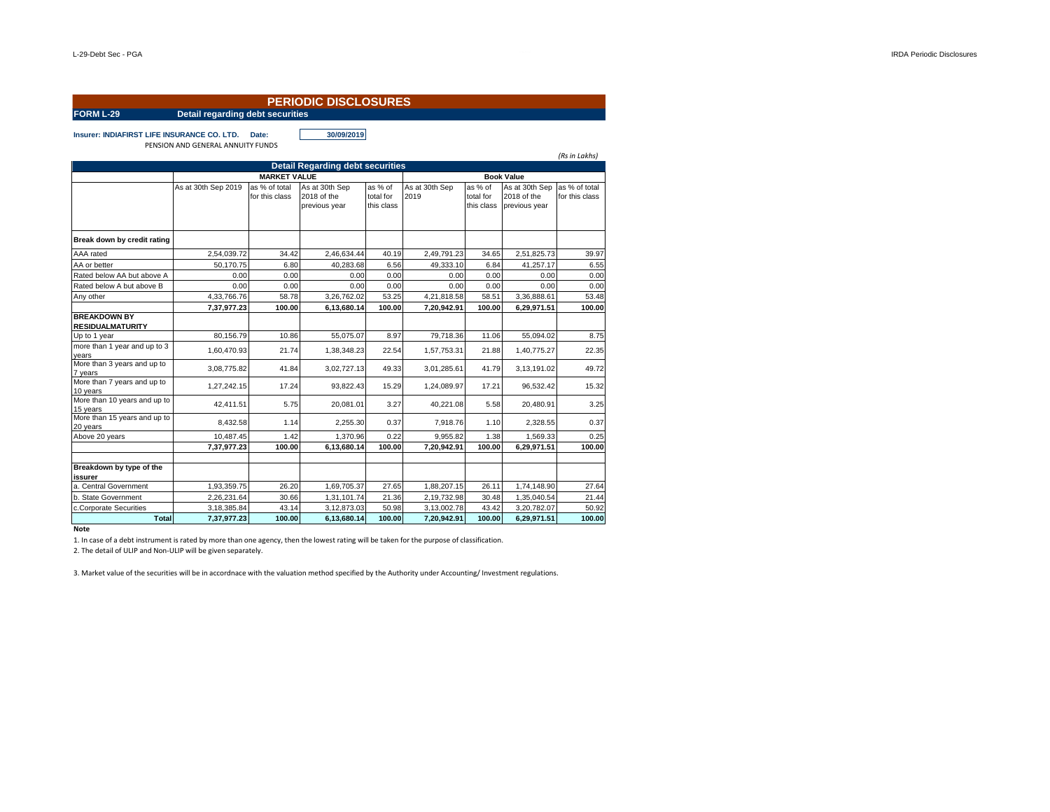# PERIODIC DISCLOSURES

**FORM L-29** **Detail regarding debt securities**

**Insurer: INDIAFIRST LIFE INSURANCE CO. LTD.** **Date:** **30/09/2019**

PENSION AND GENERAL ANNUITY FUNDS

*(Rs in Lakhs)*

| Detail Regarding debt securities | | | | | | | | |
|---|---|---|---|---|---|---|---|---|
| | **MARKET VALUE** | | | | **Book Value** | | | |
| | As at 30th Sep 2019 | as % of total for this class | As at 30th Sep 2018 of the previous year | as % of total for this class | As at 30th Sep 2019 | as % of total for this class | As at 30th Sep 2018 of the previous year | as % of total for this class |
| **Break down by credit rating** | | | | | | | | |
| AAA rated | 2,54,039.72 | 34.42 | 2,46,634.44 | 40.19 | 2,49,791.23 | 34.65 | 2,51,825.73 | 39.97 |
| AA or better | 50,170.75 | 6.80 | 40,283.68 | 6.56 | 49,333.10 | 6.84 | 41,257.17 | 6.55 |
| Rated below AA but above A | 0.00 | 0.00 | 0.00 | 0.00 | 0.00 | 0.00 | 0.00 | 0.00 |
| Rated below A but above B | 0.00 | 0.00 | 0.00 | 0.00 | 0.00 | 0.00 | 0.00 | 0.00 |
| Any other | 4,33,766.76 | 58.78 | 3,26,762.02 | 53.25 | 4,21,818.58 | 58.51 | 3,36,888.61 | 53.48 |
| | **7,37,977.23** | **100.00** | **6,13,680.14** | **100.00** | **7,20,942.91** | **100.00** | **6,29,971.51** | **100.00** |
| **BREAKDOWN BY RESIDUALMATURITY** | | | | | | | | |
| Up to 1 year | 80,156.79 | 10.86 | 55,075.07 | 8.97 | 79,718.36 | 11.06 | 55,094.02 | 8.75 |
| more than 1 year and up to 3 years | 1,60,470.93 | 21.74 | 1,38,348.23 | 22.54 | 1,57,753.31 | 21.88 | 1,40,775.27 | 22.35 |
| More than 3 years and up to 7 years | 3,08,775.82 | 41.84 | 3,02,727.13 | 49.33 | 3,01,285.61 | 41.79 | 3,13,191.02 | 49.72 |
| More than 7 years and up to 10 years | 1,27,242.15 | 17.24 | 93,822.43 | 15.29 | 1,24,089.97 | 17.21 | 96,532.42 | 15.32 |
| More than 10 years and up to 15 years | 42,411.51 | 5.75 | 20,081.01 | 3.27 | 40,221.08 | 5.58 | 20,480.91 | 3.25 |
| More than 15 years and up to 20 years | 8,432.58 | 1.14 | 2,255.30 | 0.37 | 7,918.76 | 1.10 | 2,328.55 | 0.37 |
| Above 20 years | 10,487.45 | 1.42 | 1,370.96 | 0.22 | 9,955.82 | 1.38 | 1,569.33 | 0.25 |
| | **7,37,977.23** | **100.00** | **6,13,680.14** | **100.00** | **7,20,942.91** | **100.00** | **6,29,971.51** | **100.00** |
| | | | | | | | | |
| **Breakdown by type of the issurer** | | | | | | | | |
| a. Central Government | 1,93,359.75 | 26.20 | 1,69,705.37 | 27.65 | 1,88,207.15 | 26.11 | 1,74,148.90 | 27.64 |
| b. State Government | 2,26,231.64 | 30.66 | 1,31,101.74 | 21.36 | 2,19,732.98 | 30.48 | 1,35,040.54 | 21.44 |
| c.Corporate Securities | 3,18,385.84 | 43.14 | 3,12,873.03 | 50.98 | 3,13,002.78 | 43.42 | 3,20,782.07 | 50.92 |
| **Total** | **7,37,977.23** | **100.00** | **6,13,680.14** | **100.00** | **7,20,942.91** | **100.00** | **6,29,971.51** | **100.00** |

**Note**

1. In case of a debt instrument is rated by more than one agency, then the lowest rating will be taken for the purpose of classification.

2. The detail of ULIP and Non-ULIP will be given separately.

3. Market value of the securities will be in accordnace with the valuation method specified by the Authority under Accounting/ Investment regulations.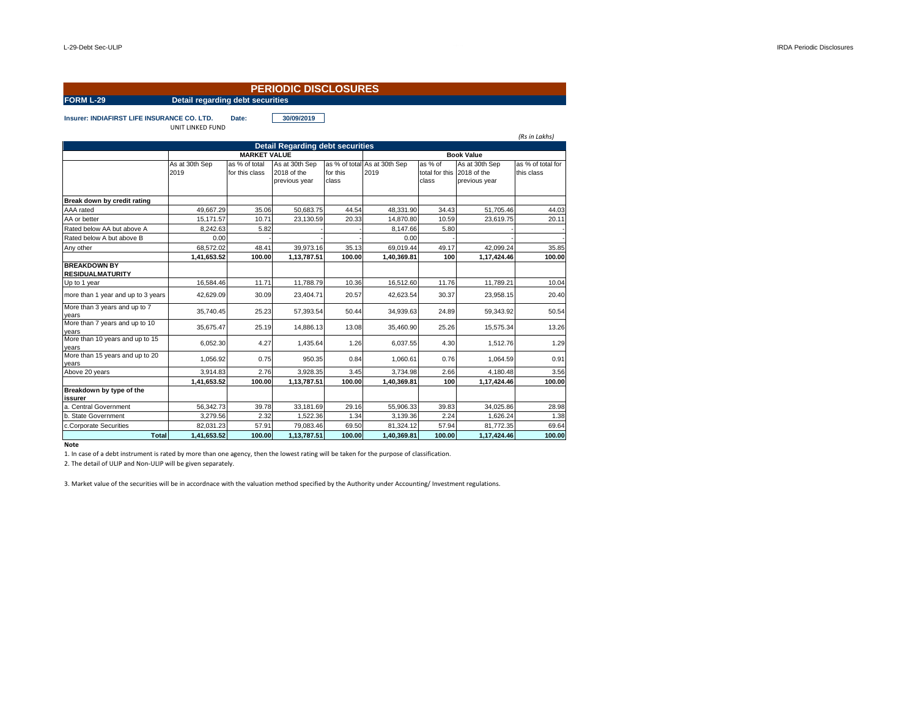# PERIODIC DISCLOSURES

**FORM L-29** **Detail regarding debt securities**

**Insurer: INDIAFIRST LIFE INSURANCE CO. LTD.** **Date:** 30/09/2019

UNIT LINKED FUND

*(Rs in Lakhs)*

**Detail Regarding debt securities**

| | MARKET VALUE | | | | Book Value | | | |
|---|---|---|---|---|---|---|---|---|
| | As at 30th Sep 2019 | as % of total for this class | As at 30th Sep 2018 of the previous year | as % of total for this class | As at 30th Sep 2019 | as % of total for this class | As at 30th Sep 2018 of the previous year | as % of total for this class |
| **Break down by credit rating** | | | | | | | | |
| AAA rated | 49,667.29 | 35.06 | 50,683.75 | 44.54 | 48,331.90 | 34.43 | 51,705.46 | 44.03 |
| AA or better | 15,171.57 | 10.71 | 23,130.59 | 20.33 | 14,870.80 | 10.59 | 23,619.75 | 20.11 |
| Rated below AA but above A | 8,242.63 | 5.82 | - | - | 8,147.66 | 5.80 | - | - |
| Rated below A but above B | 0.00 | - | - | - | 0.00 | - | - | - |
| Any other | 68,572.02 | 48.41 | 39,973.16 | 35.13 | 69,019.44 | 49.17 | 42,099.24 | 35.85 |
| | **1,41,653.52** | **100.00** | **1,13,787.51** | **100.00** | **1,40,369.81** | **100** | **1,17,424.46** | **100.00** |
| **BREAKDOWN BY RESIDUALMATURITY** | | | | | | | | |
| Up to 1 year | 16,584.46 | 11.71 | 11,788.79 | 10.36 | 16,512.60 | 11.76 | 11,789.21 | 10.04 |
| more than 1 year and up to 3 years | 42,629.09 | 30.09 | 23,404.71 | 20.57 | 42,623.54 | 30.37 | 23,958.15 | 20.40 |
| More than 3 years and up to 7 years | 35,740.45 | 25.23 | 57,393.54 | 50.44 | 34,939.63 | 24.89 | 59,343.92 | 50.54 |
| More than 7 years and up to 10 years | 35,675.47 | 25.19 | 14,886.13 | 13.08 | 35,460.90 | 25.26 | 15,575.34 | 13.26 |
| More than 10 years and up to 15 years | 6,052.30 | 4.27 | 1,435.64 | 1.26 | 6,037.55 | 4.30 | 1,512.76 | 1.29 |
| More than 15 years and up to 20 years | 1,056.92 | 0.75 | 950.35 | 0.84 | 1,060.61 | 0.76 | 1,064.59 | 0.91 |
| Above 20 years | 3,914.83 | 2.76 | 3,928.35 | 3.45 | 3,734.98 | 2.66 | 4,180.48 | 3.56 |
| | **1,41,653.52** | **100.00** | **1,13,787.51** | **100.00** | **1,40,369.81** | **100** | **1,17,424.46** | **100.00** |
| **Breakdown by type of the issurer** | | | | | | | | |
| a. Central Government | 56,342.73 | 39.78 | 33,181.69 | 29.16 | 55,906.33 | 39.83 | 34,025.86 | 28.98 |
| b. State Government | 3,279.56 | 2.32 | 1,522.36 | 1.34 | 3,139.36 | 2.24 | 1,626.24 | 1.38 |
| c.Corporate Securities | 82,031.23 | 57.91 | 79,083.46 | 69.50 | 81,324.12 | 57.94 | 81,772.35 | 69.64 |
| **Total** | **1,41,653.52** | **100.00** | **1,13,787.51** | **100.00** | **1,40,369.81** | **100.00** | **1,17,424.46** | **100.00** |

**Note**

1. In case of a debt instrument is rated by more than one agency, then the lowest rating will be taken for the purpose of classification.

2. The detail of ULIP and Non-ULIP will be given separately.

3. Market value of the securities will be in accordnace with the valuation method specified by the Authority under Accounting/ Investment regulations.